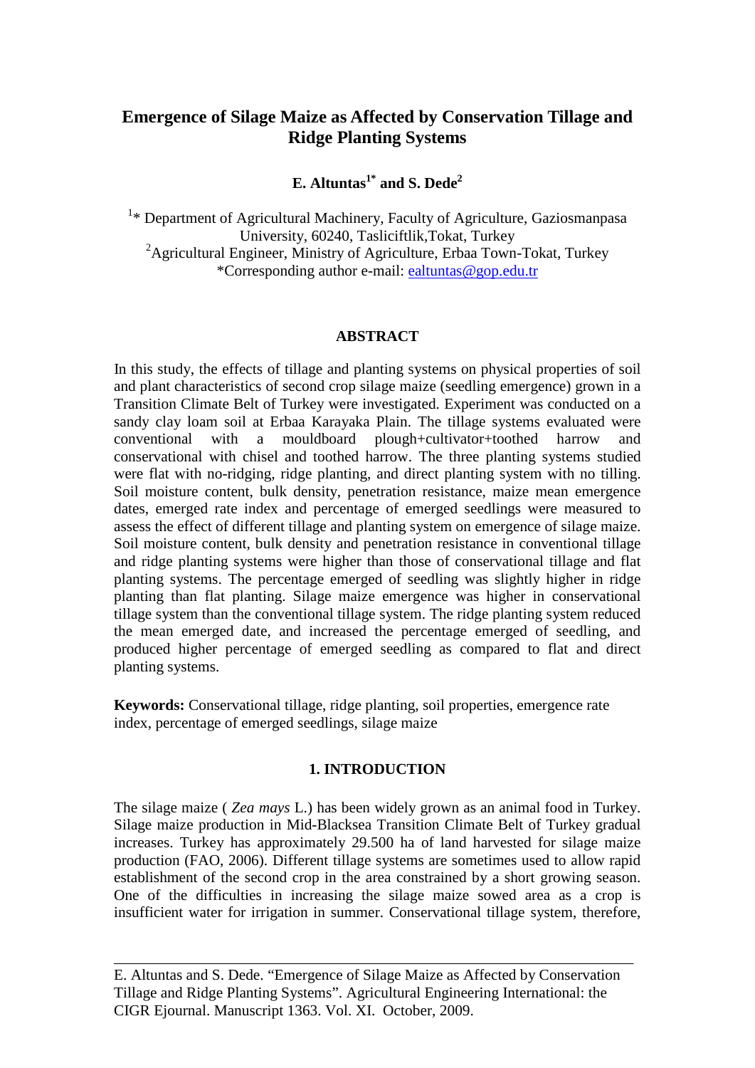# Emergence of Silage Maize as Affected by Conservation Tillage and Ridge Planting Systems

**E. Altuntas[1*] and S. Dede[2]**

[1]* Department of Agricultural Machinery, Faculty of Agriculture, Gaziosmanpasa University, 60240, Tasliciftlik,Tokat, Turkey
[2]Agricultural Engineer, Ministry of Agriculture, Erbaa Town-Tokat, Turkey
*Corresponding author e-mail: ealtuntas@gop.edu.tr

## ABSTRACT

In this study, the effects of tillage and planting systems on physical properties of soil and plant characteristics of second crop silage maize (seedling emergence) grown in a Transition Climate Belt of Turkey were investigated. Experiment was conducted on a sandy clay loam soil at Erbaa Karayaka Plain. The tillage systems evaluated were conventional with a mouldboard plough+cultivator+toothed harrow and conservational with chisel and toothed harrow. The three planting systems studied were flat with no-ridging, ridge planting, and direct planting system with no tilling. Soil moisture content, bulk density, penetration resistance, maize mean emergence dates, emerged rate index and percentage of emerged seedlings were measured to assess the effect of different tillage and planting system on emergence of silage maize. Soil moisture content, bulk density and penetration resistance in conventional tillage and ridge planting systems were higher than those of conservational tillage and flat planting systems. The percentage emerged of seedling was slightly higher in ridge planting than flat planting. Silage maize emergence was higher in conservational tillage system than the conventional tillage system. The ridge planting system reduced the mean emerged date, and increased the percentage emerged of seedling, and produced higher percentage of emerged seedling as compared to flat and direct planting systems.

**Keywords:** Conservational tillage, ridge planting, soil properties, emergence rate index, percentage of emerged seedlings, silage maize

## 1. INTRODUCTION

The silage maize ( *Zea mays* L.) has been widely grown as an animal food in Turkey. Silage maize production in Mid-Blacksea Transition Climate Belt of Turkey gradual increases. Turkey has approximately 29.500 ha of land harvested for silage maize production (FAO, 2006). Different tillage systems are sometimes used to allow rapid establishment of the second crop in the area constrained by a short growing season. One of the difficulties in increasing the silage maize sowed area as a crop is insufficient water for irrigation in summer. Conservational tillage system, therefore,

E. Altuntas and S. Dede. "Emergence of Silage Maize as Affected by Conservation Tillage and Ridge Planting Systems". Agricultural Engineering International: the CIGR Ejournal. Manuscript 1363. Vol. XI. October, 2009.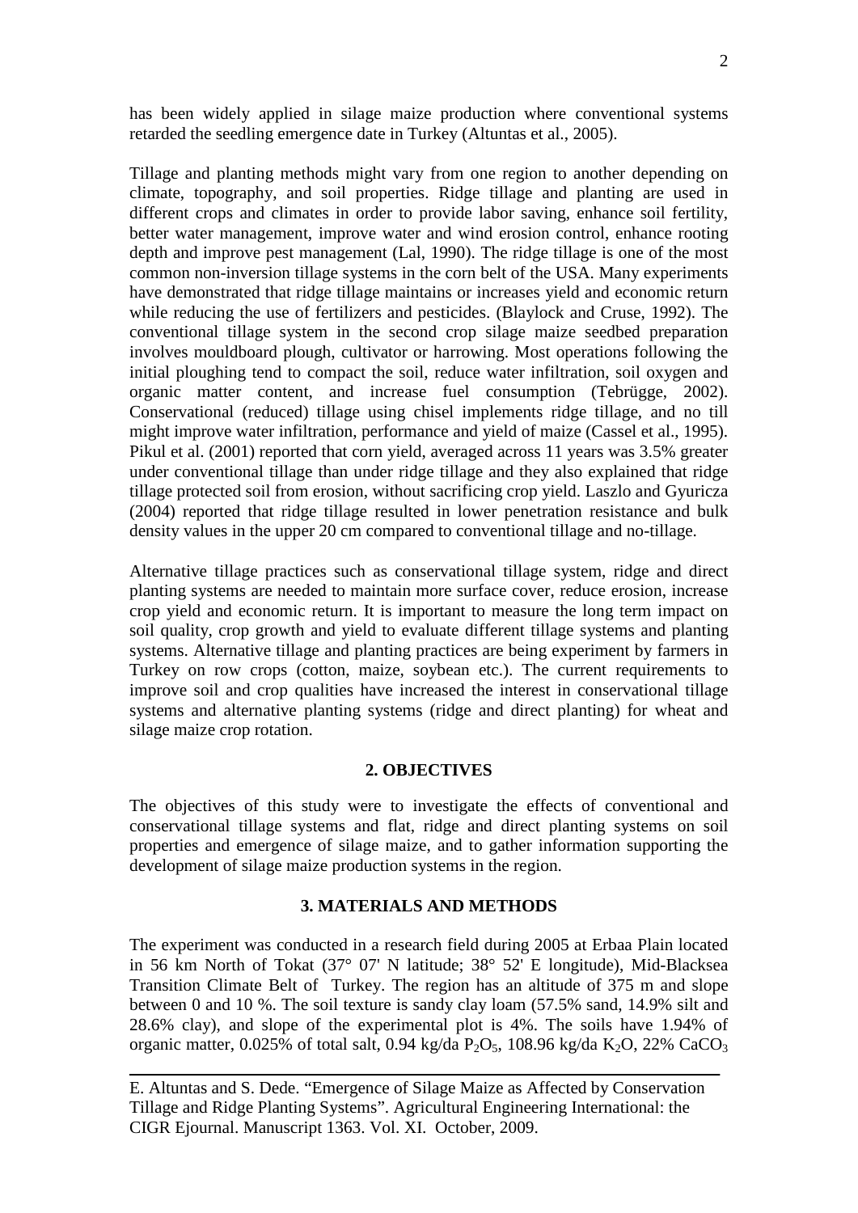has been widely applied in silage maize production where conventional systems retarded the seedling emergence date in Turkey (Altuntas et al., 2005).

Tillage and planting methods might vary from one region to another depending on climate, topography, and soil properties. Ridge tillage and planting are used in different crops and climates in order to provide labor saving, enhance soil fertility, better water management, improve water and wind erosion control, enhance rooting depth and improve pest management (Lal, 1990). The ridge tillage is one of the most common non-inversion tillage systems in the corn belt of the USA. Many experiments have demonstrated that ridge tillage maintains or increases yield and economic return while reducing the use of fertilizers and pesticides. (Blaylock and Cruse, 1992). The conventional tillage system in the second crop silage maize seedbed preparation involves mouldboard plough, cultivator or harrowing. Most operations following the initial ploughing tend to compact the soil, reduce water infiltration, soil oxygen and organic matter content, and increase fuel consumption (Tebrügge, 2002). Conservational (reduced) tillage using chisel implements ridge tillage, and no till might improve water infiltration, performance and yield of maize (Cassel et al., 1995). Pikul et al. (2001) reported that corn yield, averaged across 11 years was 3.5% greater under conventional tillage than under ridge tillage and they also explained that ridge tillage protected soil from erosion, without sacrificing crop yield. Laszlo and Gyuricza (2004) reported that ridge tillage resulted in lower penetration resistance and bulk density values in the upper 20 cm compared to conventional tillage and no-tillage.

Alternative tillage practices such as conservational tillage system, ridge and direct planting systems are needed to maintain more surface cover, reduce erosion, increase crop yield and economic return. It is important to measure the long term impact on soil quality, crop growth and yield to evaluate different tillage systems and planting systems. Alternative tillage and planting practices are being experiment by farmers in Turkey on row crops (cotton, maize, soybean etc.). The current requirements to improve soil and crop qualities have increased the interest in conservational tillage systems and alternative planting systems (ridge and direct planting) for wheat and silage maize crop rotation.

## 2. OBJECTIVES

The objectives of this study were to investigate the effects of conventional and conservational tillage systems and flat, ridge and direct planting systems on soil properties and emergence of silage maize, and to gather information supporting the development of silage maize production systems in the region.

## 3. MATERIALS AND METHODS

The experiment was conducted in a research field during 2005 at Erbaa Plain located in 56 km North of Tokat (37° 07' N latitude; 38° 52' E longitude), Mid-Blacksea Transition Climate Belt of Turkey. The region has an altitude of 375 m and slope between 0 and 10 %. The soil texture is sandy clay loam (57.5% sand, 14.9% silt and 28.6% clay), and slope of the experimental plot is 4%. The soils have 1.94% of organic matter, 0.025% of total salt, 0.94 kg/da $P_2O_5$, 108.96 kg/da $K_2O$, 22% $CaCO_3$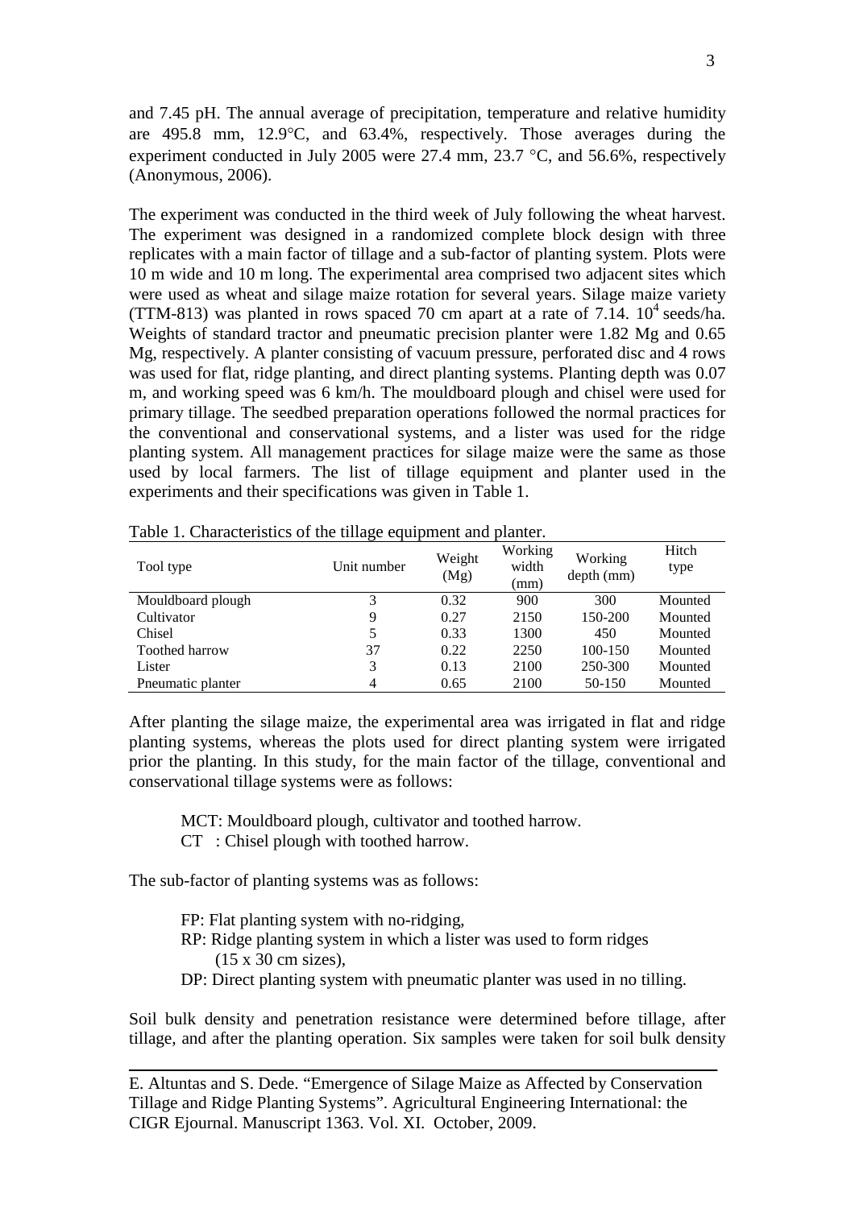and 7.45 pH. The annual average of precipitation, temperature and relative humidity are 495.8 mm, 12.9°C, and 63.4%, respectively. Those averages during the experiment conducted in July 2005 were 27.4 mm, 23.7 °C, and 56.6%, respectively (Anonymous, 2006).

The experiment was conducted in the third week of July following the wheat harvest. The experiment was designed in a randomized complete block design with three replicates with a main factor of tillage and a sub-factor of planting system. Plots were 10 m wide and 10 m long. The experimental area comprised two adjacent sites which were used as wheat and silage maize rotation for several years. Silage maize variety (TTM-813) was planted in rows spaced 70 cm apart at a rate of $7.14 . 10^4$ seeds/ha. Weights of standard tractor and pneumatic precision planter were 1.82 Mg and 0.65 Mg, respectively. A planter consisting of vacuum pressure, perforated disc and 4 rows was used for flat, ridge planting, and direct planting systems. Planting depth was 0.07 m, and working speed was 6 km/h. The mouldboard plough and chisel were used for primary tillage. The seedbed preparation operations followed the normal practices for the conventional and conservational systems, and a lister was used for the ridge planting system. All management practices for silage maize were the same as those used by local farmers. The list of tillage equipment and planter used in the experiments and their specifications was given in Table 1.

Table 1. Characteristics of the tillage equipment and planter.

| Tool type | Unit number | Weight (Mg) | Working width (mm) | Working depth (mm) | Hitch type |
|---|---|---|---|---|---|
| Mouldboard plough | 3 | 0.32 | 900 | 300 | Mounted |
| Cultivator | 9 | 0.27 | 2150 | 150-200 | Mounted |
| Chisel | 5 | 0.33 | 1300 | 450 | Mounted |
| Toothed harrow | 37 | 0.22 | 2250 | 100-150 | Mounted |
| Lister | 3 | 0.13 | 2100 | 250-300 | Mounted |
| Pneumatic planter | 4 | 0.65 | 2100 | 50-150 | Mounted |

After planting the silage maize, the experimental area was irrigated in flat and ridge planting systems, whereas the plots used for direct planting system were irrigated prior the planting. In this study, for the main factor of the tillage, conventional and conservational tillage systems were as follows:

MCT: Mouldboard plough, cultivator and toothed harrow.
CT : Chisel plough with toothed harrow.

The sub-factor of planting systems was as follows:

FP: Flat planting system with no-ridging,
RP: Ridge planting system in which a lister was used to form ridges (15 x 30 cm sizes),
DP: Direct planting system with pneumatic planter was used in no tilling.

Soil bulk density and penetration resistance were determined before tillage, after tillage, and after the planting operation. Six samples were taken for soil bulk density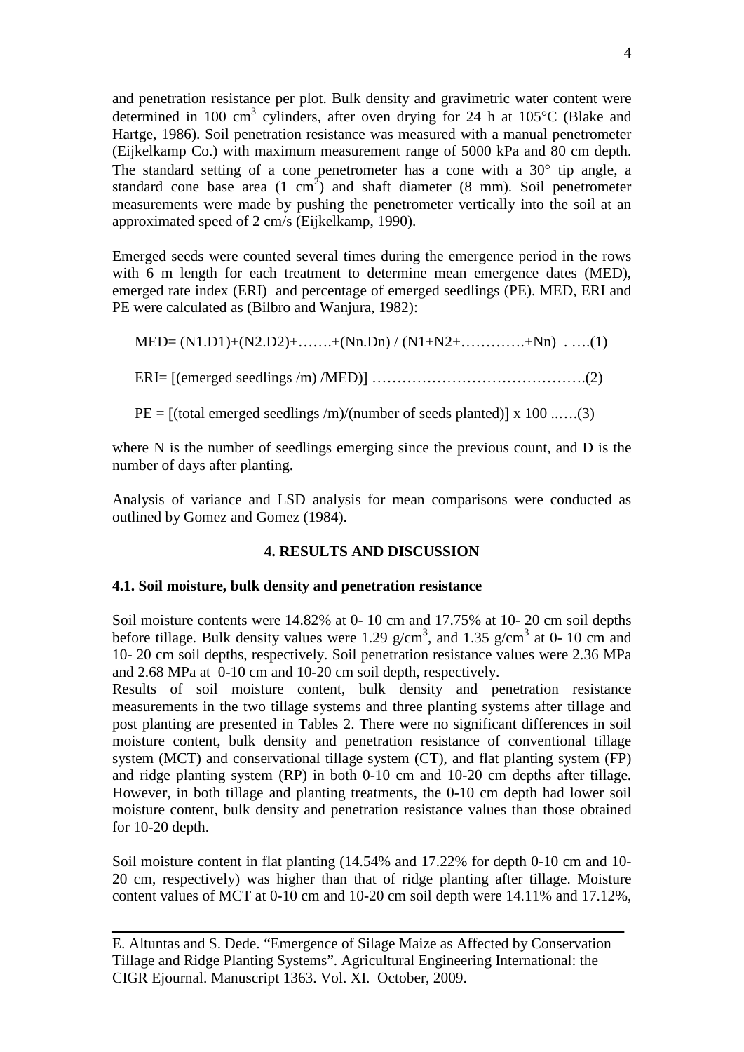and penetration resistance per plot. Bulk density and gravimetric water content were determined in 100 $cm^3$ cylinders, after oven drying for 24 h at 105°C (Blake and Hartge, 1986). Soil penetration resistance was measured with a manual penetrometer (Eijkelkamp Co.) with maximum measurement range of 5000 kPa and 80 cm depth. The standard setting of a cone penetrometer has a cone with a 30° tip angle, a standard cone base area (1 $cm^2$) and shaft diameter (8 mm). Soil penetrometer measurements were made by pushing the penetrometer vertically into the soil at an approximated speed of 2 cm/s (Eijkelkamp, 1990).

Emerged seeds were counted several times during the emergence period in the rows with 6 m length for each treatment to determine mean emergence dates (MED), emerged rate index (ERI) and percentage of emerged seedlings (PE). MED, ERI and PE were calculated as (Bilbro and Wanjura, 1982):

$$MED = (N1.D1)+(N2.D2)+\ldots+(Nn.Dn) / (N1+N2+\ldots+Nn) \quad \ldots(1)$$

$$ERI = [(\text{emerged seedlings /m}) / MED)] \quad \ldots(2)$$

$$PE = [(\text{total emerged seedlings /m})/(\text{number of seeds planted})] \times 100 \quad \ldots(3)$$

where N is the number of seedlings emerging since the previous count, and D is the number of days after planting.

Analysis of variance and LSD analysis for mean comparisons were conducted as outlined by Gomez and Gomez (1984).

## 4. RESULTS AND DISCUSSION

### 4.1. Soil moisture, bulk density and penetration resistance

Soil moisture contents were 14.82% at 0- 10 cm and 17.75% at 10- 20 cm soil depths before tillage. Bulk density values were 1.29 $g/cm^3$, and 1.35 $g/cm^3$ at 0- 10 cm and 10- 20 cm soil depths, respectively. Soil penetration resistance values were 2.36 MPa and 2.68 MPa at 0-10 cm and 10-20 cm soil depth, respectively.

Results of soil moisture content, bulk density and penetration resistance measurements in the two tillage systems and three planting systems after tillage and post planting are presented in Tables 2. There were no significant differences in soil moisture content, bulk density and penetration resistance of conventional tillage system (MCT) and conservational tillage system (CT), and flat planting system (FP) and ridge planting system (RP) in both 0-10 cm and 10-20 cm depths after tillage. However, in both tillage and planting treatments, the 0-10 cm depth had lower soil moisture content, bulk density and penetration resistance values than those obtained for 10-20 depth.

Soil moisture content in flat planting (14.54% and 17.22% for depth 0-10 cm and 10-20 cm, respectively) was higher than that of ridge planting after tillage. Moisture content values of MCT at 0-10 cm and 10-20 cm soil depth were 14.11% and 17.12%,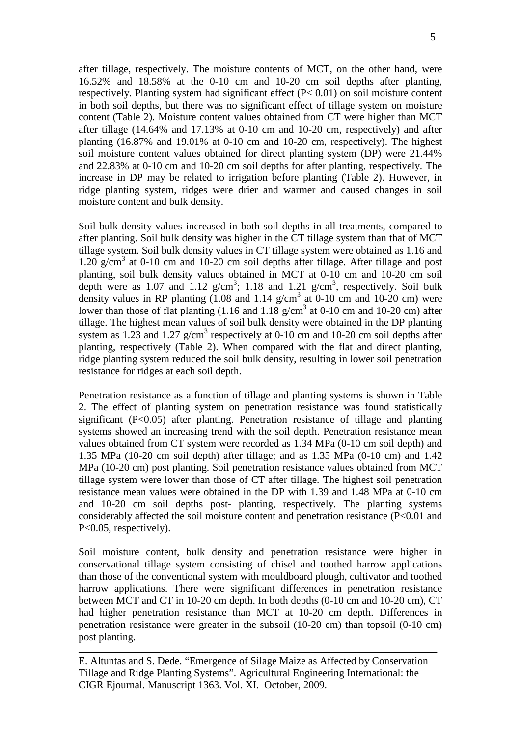after tillage, respectively. The moisture contents of MCT, on the other hand, were 16.52% and 18.58% at the 0-10 cm and 10-20 cm soil depths after planting, respectively. Planting system had significant effect ($P< 0.01$) on soil moisture content in both soil depths, but there was no significant effect of tillage system on moisture content (Table 2). Moisture content values obtained from CT were higher than MCT after tillage (14.64% and 17.13% at 0-10 cm and 10-20 cm, respectively) and after planting (16.87% and 19.01% at 0-10 cm and 10-20 cm, respectively). The highest soil moisture content values obtained for direct planting system (DP) were 21.44% and 22.83% at 0-10 cm and 10-20 cm soil depths for after planting, respectively. The increase in DP may be related to irrigation before planting (Table 2). However, in ridge planting system, ridges were drier and warmer and caused changes in soil moisture content and bulk density.

Soil bulk density values increased in both soil depths in all treatments, compared to after planting. Soil bulk density was higher in the CT tillage system than that of MCT tillage system. Soil bulk density values in CT tillage system were obtained as 1.16 and 1.20 $g/cm^3$ at 0-10 cm and 10-20 cm soil depths after tillage. After tillage and post planting, soil bulk density values obtained in MCT at 0-10 cm and 10-20 cm soil depth were as 1.07 and 1.12 $g/cm^3$; 1.18 and 1.21 $g/cm^3$, respectively. Soil bulk density values in RP planting (1.08 and 1.14 $g/cm^3$ at 0-10 cm and 10-20 cm) were lower than those of flat planting (1.16 and 1.18 $g/cm^3$ at 0-10 cm and 10-20 cm) after tillage. The highest mean values of soil bulk density were obtained in the DP planting system as 1.23 and 1.27 $g/cm^3$ respectively at 0-10 cm and 10-20 cm soil depths after planting, respectively (Table 2). When compared with the flat and direct planting, ridge planting system reduced the soil bulk density, resulting in lower soil penetration resistance for ridges at each soil depth.

Penetration resistance as a function of tillage and planting systems is shown in Table 2. The effect of planting system on penetration resistance was found statistically significant ($P<0.05$) after planting. Penetration resistance of tillage and planting systems showed an increasing trend with the soil depth. Penetration resistance mean values obtained from CT system were recorded as 1.34 MPa (0-10 cm soil depth) and 1.35 MPa (10-20 cm soil depth) after tillage; and as 1.35 MPa (0-10 cm) and 1.42 MPa (10-20 cm) post planting. Soil penetration resistance values obtained from MCT tillage system were lower than those of CT after tillage. The highest soil penetration resistance mean values were obtained in the DP with 1.39 and 1.48 MPa at 0-10 cm and 10-20 cm soil depths post- planting, respectively. The planting systems considerably affected the soil moisture content and penetration resistance ($P<0.01$ and $P<0.05$, respectively).

Soil moisture content, bulk density and penetration resistance were higher in conservational tillage system consisting of chisel and toothed harrow applications than those of the conventional system with mouldboard plough, cultivator and toothed harrow applications. There were significant differences in penetration resistance between MCT and CT in 10-20 cm depth. In both depths (0-10 cm and 10-20 cm), CT had higher penetration resistance than MCT at 10-20 cm depth. Differences in penetration resistance were greater in the subsoil (10-20 cm) than topsoil (0-10 cm) post planting.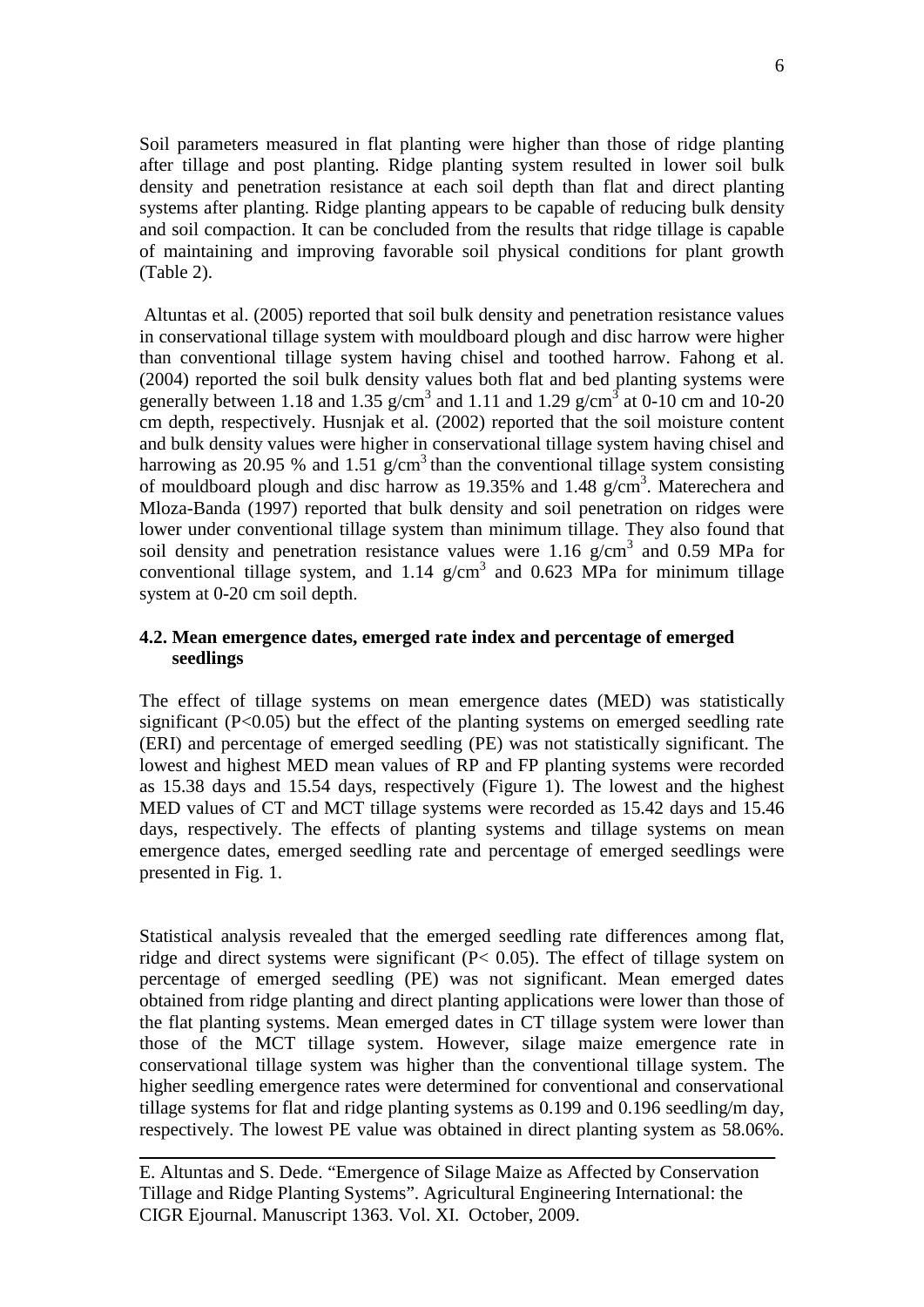Soil parameters measured in flat planting were higher than those of ridge planting after tillage and post planting. Ridge planting system resulted in lower soil bulk density and penetration resistance at each soil depth than flat and direct planting systems after planting. Ridge planting appears to be capable of reducing bulk density and soil compaction. It can be concluded from the results that ridge tillage is capable of maintaining and improving favorable soil physical conditions for plant growth (Table 2).

Altuntas et al. (2005) reported that soil bulk density and penetration resistance values in conservational tillage system with mouldboard plough and disc harrow were higher than conventional tillage system having chisel and toothed harrow. Fahong et al. (2004) reported the soil bulk density values both flat and bed planting systems were generally between 1.18 and 1.35 $g/cm^3$ and 1.11 and 1.29 $g/cm^3$ at 0-10 cm and 10-20 cm depth, respectively. Husnjak et al. (2002) reported that the soil moisture content and bulk density values were higher in conservational tillage system having chisel and harrowing as 20.95 % and 1.51 $g/cm^3$ than the conventional tillage system consisting of mouldboard plough and disc harrow as 19.35% and 1.48 $g/cm^3$. Materechera and Mloza-Banda (1997) reported that bulk density and soil penetration on ridges were lower under conventional tillage system than minimum tillage. They also found that soil density and penetration resistance values were 1.16 $g/cm^3$ and 0.59 MPa for conventional tillage system, and 1.14 $g/cm^3$ and 0.623 MPa for minimum tillage system at 0-20 cm soil depth.

### 4.2. Mean emergence dates, emerged rate index and percentage of emerged seedlings

The effect of tillage systems on mean emergence dates (MED) was statistically significant ($P<0.05$) but the effect of the planting systems on emerged seedling rate (ERI) and percentage of emerged seedling (PE) was not statistically significant. The lowest and highest MED mean values of RP and FP planting systems were recorded as 15.38 days and 15.54 days, respectively (Figure 1). The lowest and the highest MED values of CT and MCT tillage systems were recorded as 15.42 days and 15.46 days, respectively. The effects of planting systems and tillage systems on mean emergence dates, emerged seedling rate and percentage of emerged seedlings were presented in Fig. 1.

Statistical analysis revealed that the emerged seedling rate differences among flat, ridge and direct systems were significant ($P< 0.05$). The effect of tillage system on percentage of emerged seedling (PE) was not significant. Mean emerged dates obtained from ridge planting and direct planting applications were lower than those of the flat planting systems. Mean emerged dates in CT tillage system were lower than those of the MCT tillage system. However, silage maize emergence rate in conservational tillage system was higher than the conventional tillage system. The higher seedling emergence rates were determined for conventional and conservational tillage systems for flat and ridge planting systems as 0.199 and 0.196 seedling/m day, respectively. The lowest PE value was obtained in direct planting system as 58.06%.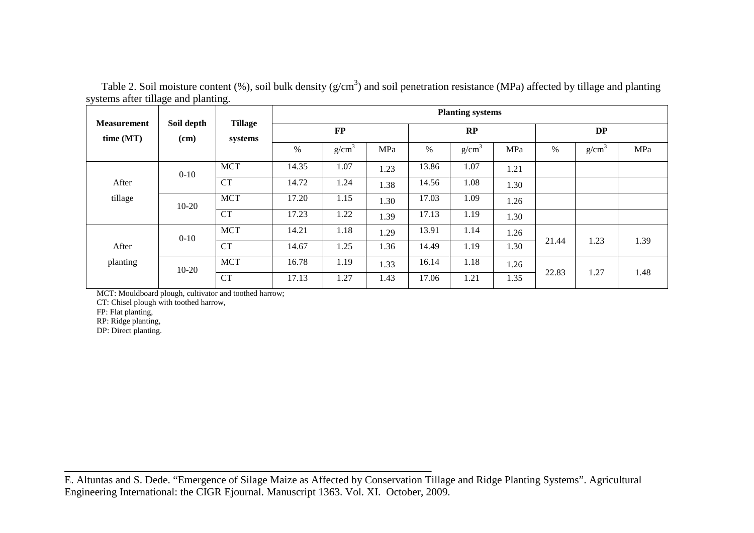Table 2. Soil moisture content (%), soil bulk density ($g/cm^3$) and soil penetration resistance (MPa) affected by tillage and planting systems after tillage and planting.

| Measurement time (MT) | Soil depth (cm) | Tillage systems | Planting systems | | | | | | | | |
|---|---|---|---|---|---|---|---|---|---|---|---|
| | | | FP | | | RP | | | DP | | |
| | | | % | $g/cm^3$ | MPa | % | $g/cm^3$ | MPa | % | $g/cm^3$ | MPa |
| After tillage | 0-10 | MCT | 14.35 | 1.07 | 1.23 | 13.86 | 1.07 | 1.21 | | | |
| | | CT | 14.72 | 1.24 | 1.38 | 14.56 | 1.08 | 1.30 | | | |
| | 10-20 | MCT | 17.20 | 1.15 | 1.30 | 17.03 | 1.09 | 1.26 | | | |
| | | CT | 17.23 | 1.22 | 1.39 | 17.13 | 1.19 | 1.30 | | | |
| After planting | 0-10 | MCT | 14.21 | 1.18 | 1.29 | 13.91 | 1.14 | 1.26 | 21.44 | 1.23 | 1.39 |
| | | CT | 14.67 | 1.25 | 1.36 | 14.49 | 1.19 | 1.30 | | | |
| | 10-20 | MCT | 16.78 | 1.19 | 1.33 | 16.14 | 1.18 | 1.26 | 22.83 | 1.27 | 1.48 |
| | | CT | 17.13 | 1.27 | 1.43 | 17.06 | 1.21 | 1.35 | | | |

MCT: Mouldboard plough, cultivator and toothed harrow;
CT: Chisel plough with toothed harrow,
FP: Flat planting,
RP: Ridge planting,
DP: Direct planting.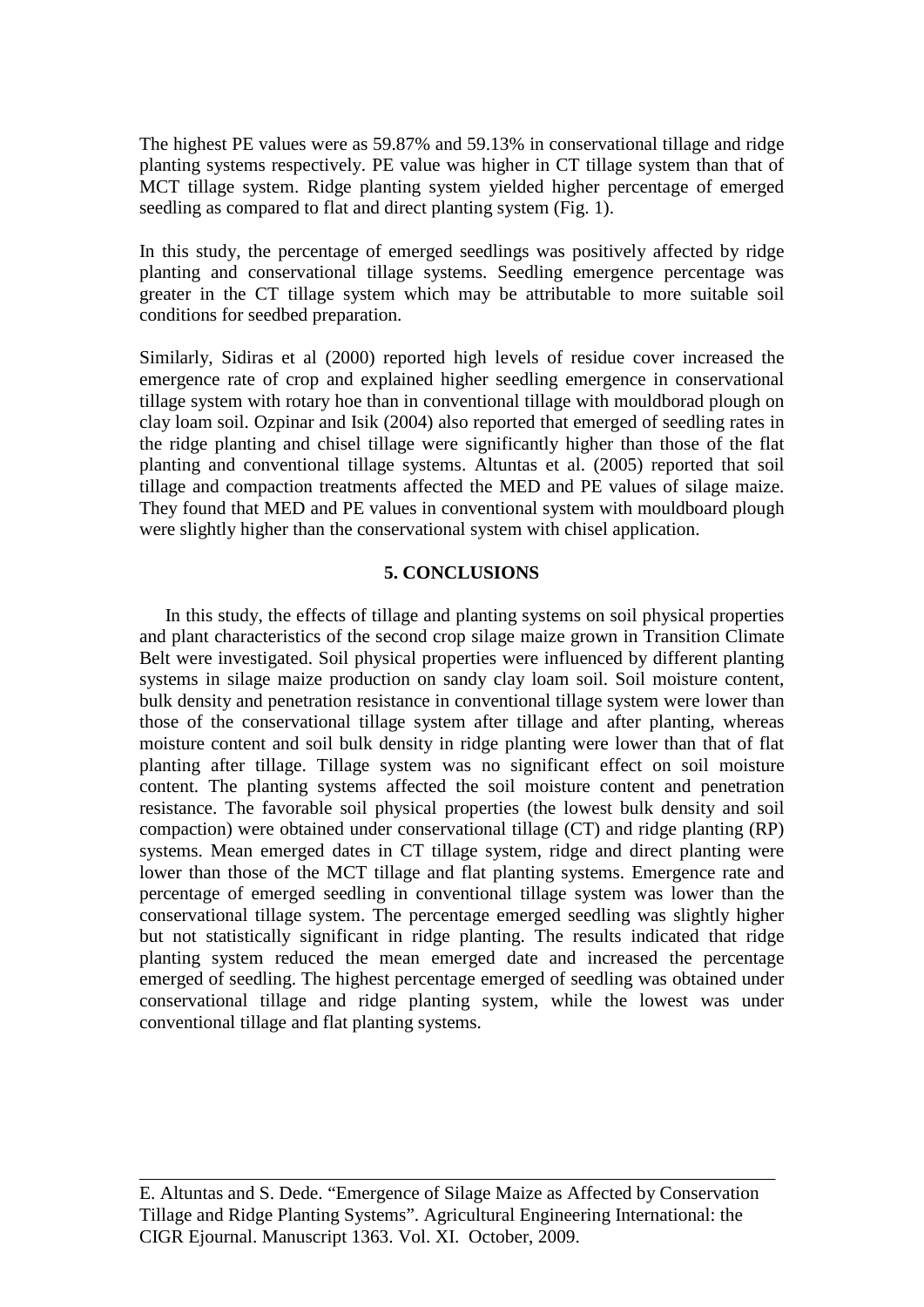The highest PE values were as 59.87% and 59.13% in conservational tillage and ridge planting systems respectively. PE value was higher in CT tillage system than that of MCT tillage system. Ridge planting system yielded higher percentage of emerged seedling as compared to flat and direct planting system (Fig. 1).

In this study, the percentage of emerged seedlings was positively affected by ridge planting and conservational tillage systems. Seedling emergence percentage was greater in the CT tillage system which may be attributable to more suitable soil conditions for seedbed preparation.

Similarly, Sidiras et al (2000) reported high levels of residue cover increased the emergence rate of crop and explained higher seedling emergence in conservational tillage system with rotary hoe than in conventional tillage with mouldborad plough on clay loam soil. Ozpinar and Isik (2004) also reported that emerged of seedling rates in the ridge planting and chisel tillage were significantly higher than those of the flat planting and conventional tillage systems. Altuntas et al. (2005) reported that soil tillage and compaction treatments affected the MED and PE values of silage maize. They found that MED and PE values in conventional system with mouldboard plough were slightly higher than the conservational system with chisel application.

## 5. CONCLUSIONS

In this study, the effects of tillage and planting systems on soil physical properties and plant characteristics of the second crop silage maize grown in Transition Climate Belt were investigated. Soil physical properties were influenced by different planting systems in silage maize production on sandy clay loam soil. Soil moisture content, bulk density and penetration resistance in conventional tillage system were lower than those of the conservational tillage system after tillage and after planting, whereas moisture content and soil bulk density in ridge planting were lower than that of flat planting after tillage. Tillage system was no significant effect on soil moisture content. The planting systems affected the soil moisture content and penetration resistance. The favorable soil physical properties (the lowest bulk density and soil compaction) were obtained under conservational tillage (CT) and ridge planting (RP) systems. Mean emerged dates in CT tillage system, ridge and direct planting were lower than those of the MCT tillage and flat planting systems. Emergence rate and percentage of emerged seedling in conventional tillage system was lower than the conservational tillage system. The percentage emerged seedling was slightly higher but not statistically significant in ridge planting. The results indicated that ridge planting system reduced the mean emerged date and increased the percentage emerged of seedling. The highest percentage emerged of seedling was obtained under conservational tillage and ridge planting system, while the lowest was under conventional tillage and flat planting systems.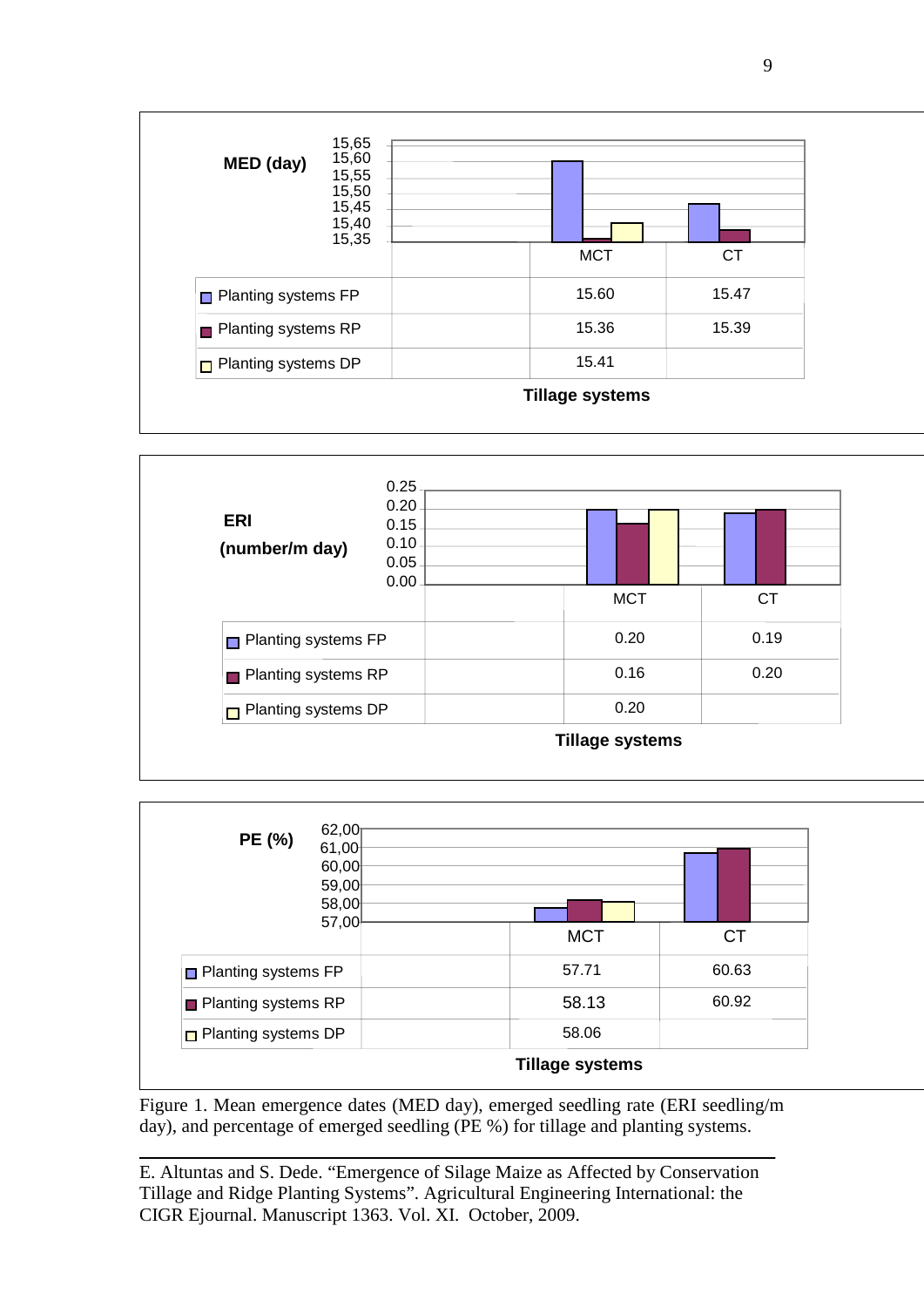**MED (day)**

| | MCT | CT |
|---|---|---|
| Planting systems FP | 15.60 | 15.47 |
| Planting systems RP | 15.36 | 15.39 |
| Planting systems DP | 15.41 | |

**Tillage systems**

**ERI (number/m day)**

| | MCT | CT |
|---|---|---|
| Planting systems FP | 0.20 | 0.19 |
| Planting systems RP | 0.16 | 0.20 |
| Planting systems DP | 0.20 | |

**Tillage systems**

**PE (%)**

| | MCT | CT |
|---|---|---|
| Planting systems FP | 57.71 | 60.63 |
| Planting systems RP | 58.13 | 60.92 |
| Planting systems DP | 58.06 | |

**Tillage systems**

Figure 1. Mean emergence dates (MED day), emerged seedling rate (ERI seedling/m day), and percentage of emerged seedling (PE %) for tillage and planting systems.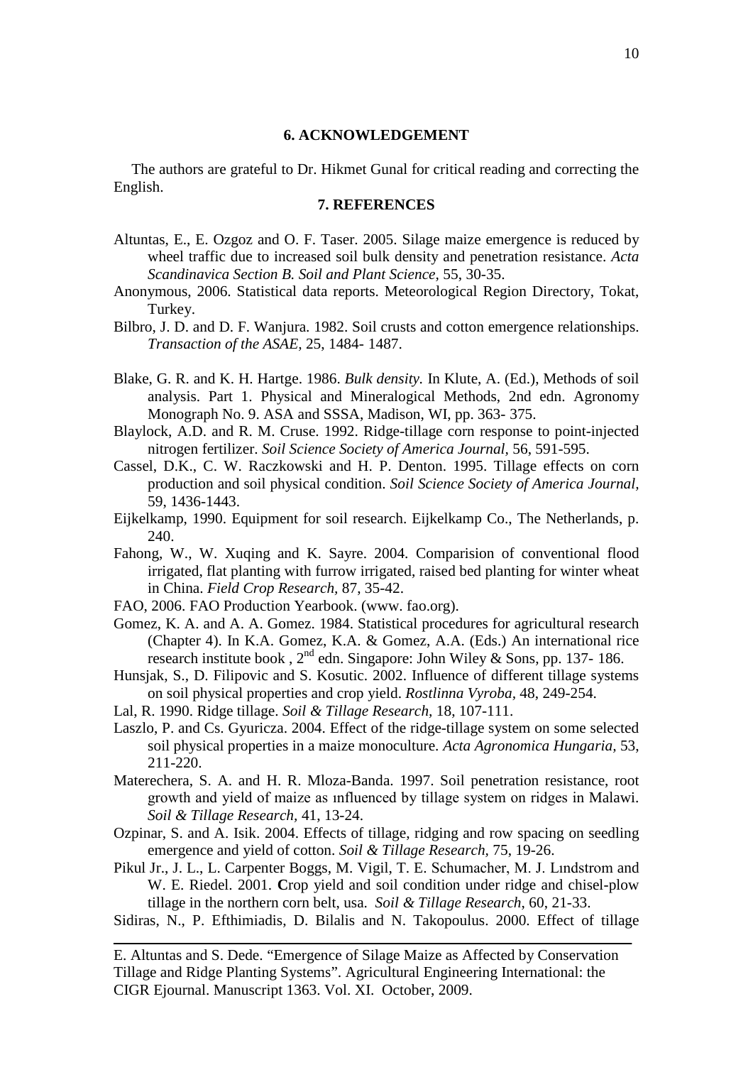## 6. ACKNOWLEDGEMENT

The authors are grateful to Dr. Hikmet Gunal for critical reading and correcting the English.

## 7. REFERENCES

Altuntas, E., E. Ozgoz and O. F. Taser. 2005. Silage maize emergence is reduced by wheel traffic due to increased soil bulk density and penetration resistance. *Acta Scandinavica Section B. Soil and Plant Science*, 55, 30-35.

Anonymous, 2006. Statistical data reports. Meteorological Region Directory, Tokat, Turkey.

Bilbro, J. D. and D. F. Wanjura. 1982. Soil crusts and cotton emergence relationships. *Transaction of the ASAE*, 25, 1484- 1487.

Blake, G. R. and K. H. Hartge. 1986. *Bulk density.* In Klute, A. (Ed.), Methods of soil analysis. Part 1. Physical and Mineralogical Methods, 2nd edn. Agronomy Monograph No. 9. ASA and SSSA, Madison, WI, pp. 363- 375.

Blaylock, A.D. and R. M. Cruse. 1992. Ridge-tillage corn response to point-injected nitrogen fertilizer. *Soil Science Society of America Journal*, 56, 591-595.

Cassel, D.K., C. W. Raczkowski and H. P. Denton. 1995. Tillage effects on corn production and soil physical condition. *Soil Science Society of America Journal*, 59, 1436-1443.

Eijkelkamp, 1990. Equipment for soil research. Eijkelkamp Co., The Netherlands, p. 240.

Fahong, W., W. Xuqing and K. Sayre. 2004. Comparision of conventional flood irrigated, flat planting with furrow irrigated, raised bed planting for winter wheat in China. *Field Crop Research*, 87, 35-42.

FAO, 2006. FAO Production Yearbook. (www. fao.org).

Gomez, K. A. and A. A. Gomez. 1984. Statistical procedures for agricultural research (Chapter 4). In K.A. Gomez, K.A. & Gomez, A.A. (Eds.) An international rice research institute book , 2nd edn. Singapore: John Wiley & Sons, pp. 137- 186.

Hunsjak, S., D. Filipovic and S. Kosutic. 2002. Influence of different tillage systems on soil physical properties and crop yield. *Rostlinna Vyroba*, 48, 249-254.

Lal, R. 1990. Ridge tillage. *Soil & Tillage Research*, 18, 107-111.

Laszlo, P. and Cs. Gyuricza. 2004. Effect of the ridge-tillage system on some selected soil physical properties in a maize monoculture. *Acta Agronomica Hungaria*, 53, 211-220.

Materechera, S. A. and H. R. Mloza-Banda. 1997. Soil penetration resistance, root growth and yield of maize as ınfluenced by tillage system on ridges in Malawi. *Soil & Tillage Research*, 41, 13-24.

Ozpinar, S. and A. Isik. 2004. Effects of tillage, ridging and row spacing on seedling emergence and yield of cotton. *Soil & Tillage Research*, 75, 19-26.

Pikul Jr., J. L., L. Carpenter Boggs, M. Vigil, T. E. Schumacher, M. J. Lındstrom and W. E. Riedel. 2001. **C**rop yield and soil condition under ridge and chisel-plow tillage in the northern corn belt, usa. *Soil & Tillage Research*, 60, 21-33.

Sidiras, N., P. Efthimiadis, D. Bilalis and N. Takopoulus. 2000. Effect of tillage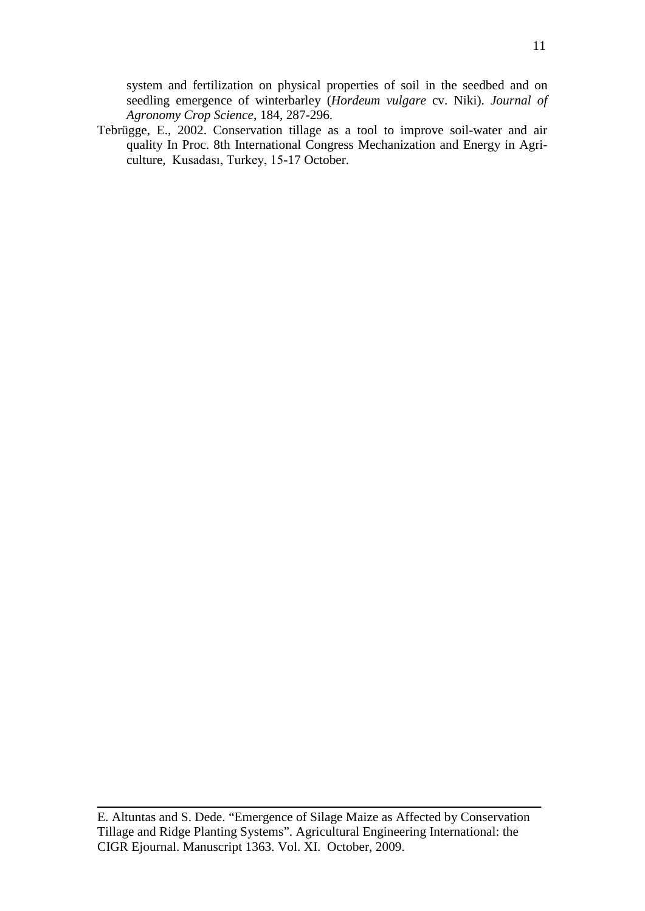system and fertilization on physical properties of soil in the seedbed and on seedling emergence of winterbarley (*Hordeum vulgare* cv. Niki). *Journal of Agronomy Crop Science*, 184, 287-296.

Tebrügge, E., 2002. Conservation tillage as a tool to improve soil-water and air quality In Proc. 8th International Congress Mechanization and Energy in Agriculture, Kusadası, Turkey, 15-17 October.